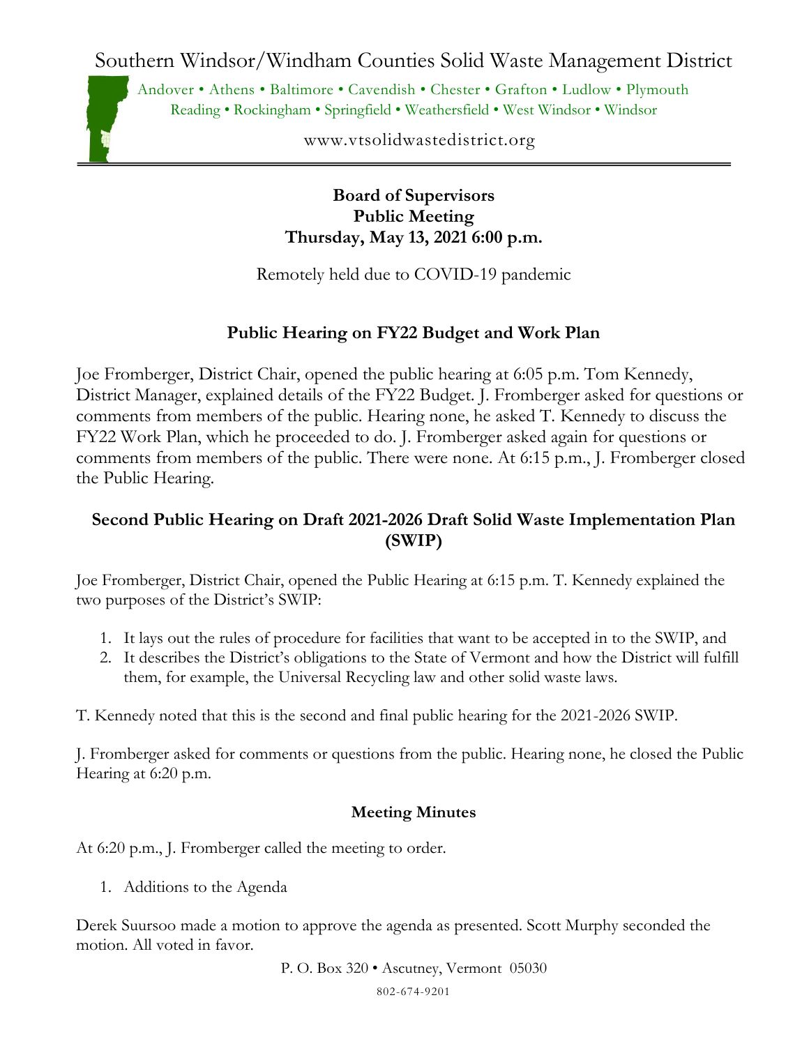# Southern Windsor/Windham Counties Solid Waste Management District

Andover • Athens • Baltimore • Cavendish • Chester • Grafton • Ludlow • Plymouth
Reading • Rockingham • Springfield • Weathersfield • West Windsor • Windsor

www.vtsolidwastedistrict.org

**Board of Supervisors**
**Public Meeting**
**Thursday, May 13, 2021 6:00 p.m.**

Remotely held due to COVID-19 pandemic

## Public Hearing on FY22 Budget and Work Plan

Joe Fromberger, District Chair, opened the public hearing at 6:05 p.m. Tom Kennedy, District Manager, explained details of the FY22 Budget. J. Fromberger asked for questions or comments from members of the public. Hearing none, he asked T. Kennedy to discuss the FY22 Work Plan, which he proceeded to do. J. Fromberger asked again for questions or comments from members of the public. There were none. At 6:15 p.m., J. Fromberger closed the Public Hearing.

## Second Public Hearing on Draft 2021-2026 Draft Solid Waste Implementation Plan (SWIP)

Joe Fromberger, District Chair, opened the Public Hearing at 6:15 p.m. T. Kennedy explained the two purposes of the District's SWIP:

1. It lays out the rules of procedure for facilities that want to be accepted in to the SWIP, and
2. It describes the District's obligations to the State of Vermont and how the District will fulfill them, for example, the Universal Recycling law and other solid waste laws.

T. Kennedy noted that this is the second and final public hearing for the 2021-2026 SWIP.

J. Fromberger asked for comments or questions from the public. Hearing none, he closed the Public Hearing at 6:20 p.m.

## Meeting Minutes

At 6:20 p.m., J. Fromberger called the meeting to order.

1. Additions to the Agenda

Derek Suursoo made a motion to approve the agenda as presented. Scott Murphy seconded the motion. All voted in favor.

P. O. Box 320 • Ascutney, Vermont 05030
802-674-9201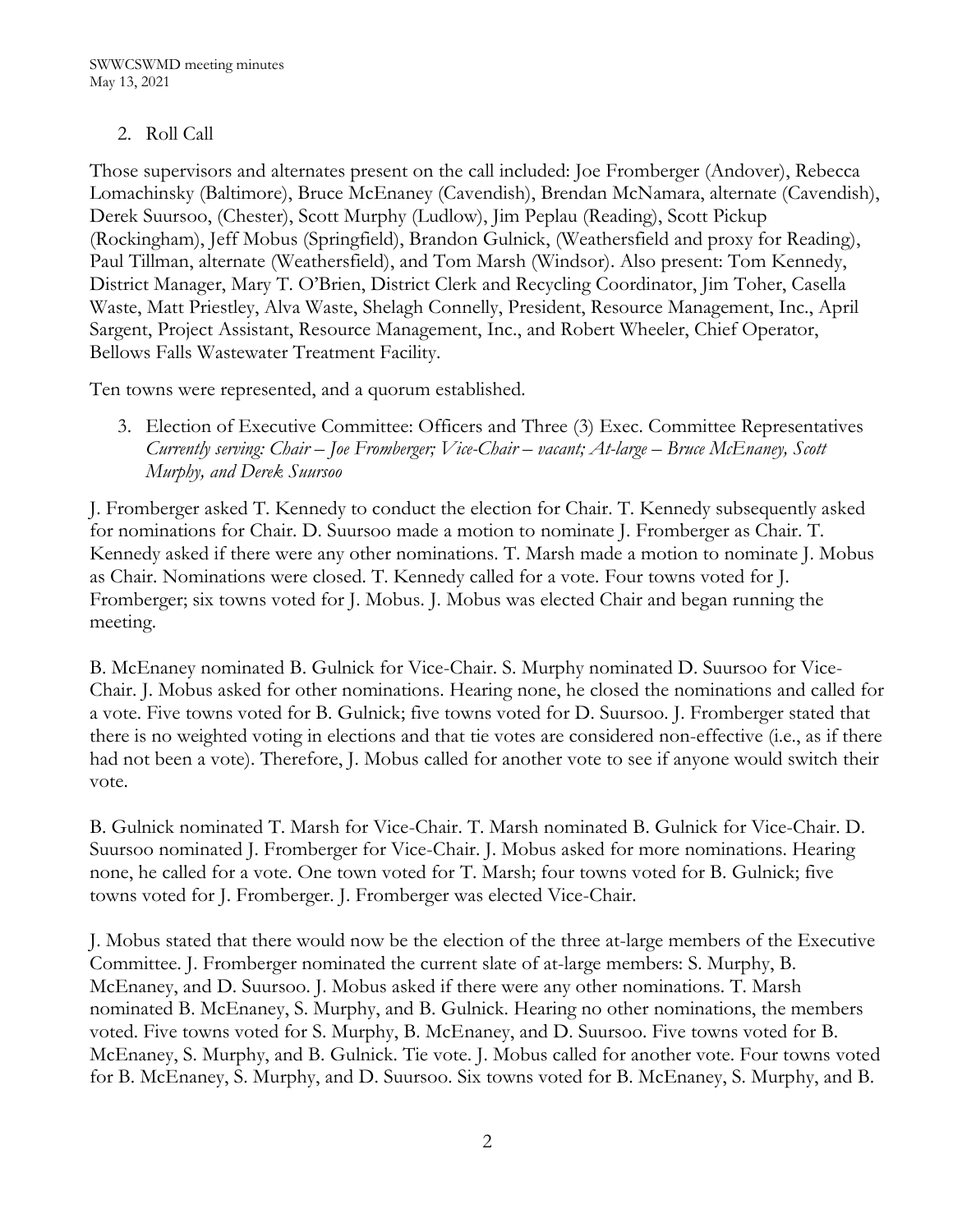2. Roll Call

Those supervisors and alternates present on the call included: Joe Fromberger (Andover), Rebecca Lomachinsky (Baltimore), Bruce McEnaney (Cavendish), Brendan McNamara, alternate (Cavendish), Derek Suursoo, (Chester), Scott Murphy (Ludlow), Jim Peplau (Reading), Scott Pickup (Rockingham), Jeff Mobus (Springfield), Brandon Gulnick, (Weathersfield and proxy for Reading), Paul Tillman, alternate (Weathersfield), and Tom Marsh (Windsor). Also present: Tom Kennedy, District Manager, Mary T. O'Brien, District Clerk and Recycling Coordinator, Jim Toher, Casella Waste, Matt Priestley, Alva Waste, Shelagh Connelly, President, Resource Management, Inc., April Sargent, Project Assistant, Resource Management, Inc., and Robert Wheeler, Chief Operator, Bellows Falls Wastewater Treatment Facility.

Ten towns were represented, and a quorum established.

3. Election of Executive Committee: Officers and Three (3) Exec. Committee Representatives
   *Currently serving: Chair – Joe Fromberger; Vice-Chair – vacant; At-large – Bruce McEnaney, Scott Murphy, and Derek Suursoo*

J. Fromberger asked T. Kennedy to conduct the election for Chair. T. Kennedy subsequently asked for nominations for Chair. D. Suursoo made a motion to nominate J. Fromberger as Chair. T. Kennedy asked if there were any other nominations. T. Marsh made a motion to nominate J. Mobus as Chair. Nominations were closed. T. Kennedy called for a vote. Four towns voted for J. Fromberger; six towns voted for J. Mobus. J. Mobus was elected Chair and began running the meeting.

B. McEnaney nominated B. Gulnick for Vice-Chair. S. Murphy nominated D. Suursoo for Vice-Chair. J. Mobus asked for other nominations. Hearing none, he closed the nominations and called for a vote. Five towns voted for B. Gulnick; five towns voted for D. Suursoo. J. Fromberger stated that there is no weighted voting in elections and that tie votes are considered non-effective (i.e., as if there had not been a vote). Therefore, J. Mobus called for another vote to see if anyone would switch their vote.

B. Gulnick nominated T. Marsh for Vice-Chair. T. Marsh nominated B. Gulnick for Vice-Chair. D. Suursoo nominated J. Fromberger for Vice-Chair. J. Mobus asked for more nominations. Hearing none, he called for a vote. One town voted for T. Marsh; four towns voted for B. Gulnick; five towns voted for J. Fromberger. J. Fromberger was elected Vice-Chair.

J. Mobus stated that there would now be the election of the three at-large members of the Executive Committee. J. Fromberger nominated the current slate of at-large members: S. Murphy, B. McEnaney, and D. Suursoo. J. Mobus asked if there were any other nominations. T. Marsh nominated B. McEnaney, S. Murphy, and B. Gulnick. Hearing no other nominations, the members voted. Five towns voted for S. Murphy, B. McEnaney, and D. Suursoo. Five towns voted for B. McEnaney, S. Murphy, and B. Gulnick. Tie vote. J. Mobus called for another vote. Four towns voted for B. McEnaney, S. Murphy, and D. Suursoo. Six towns voted for B. McEnaney, S. Murphy, and B.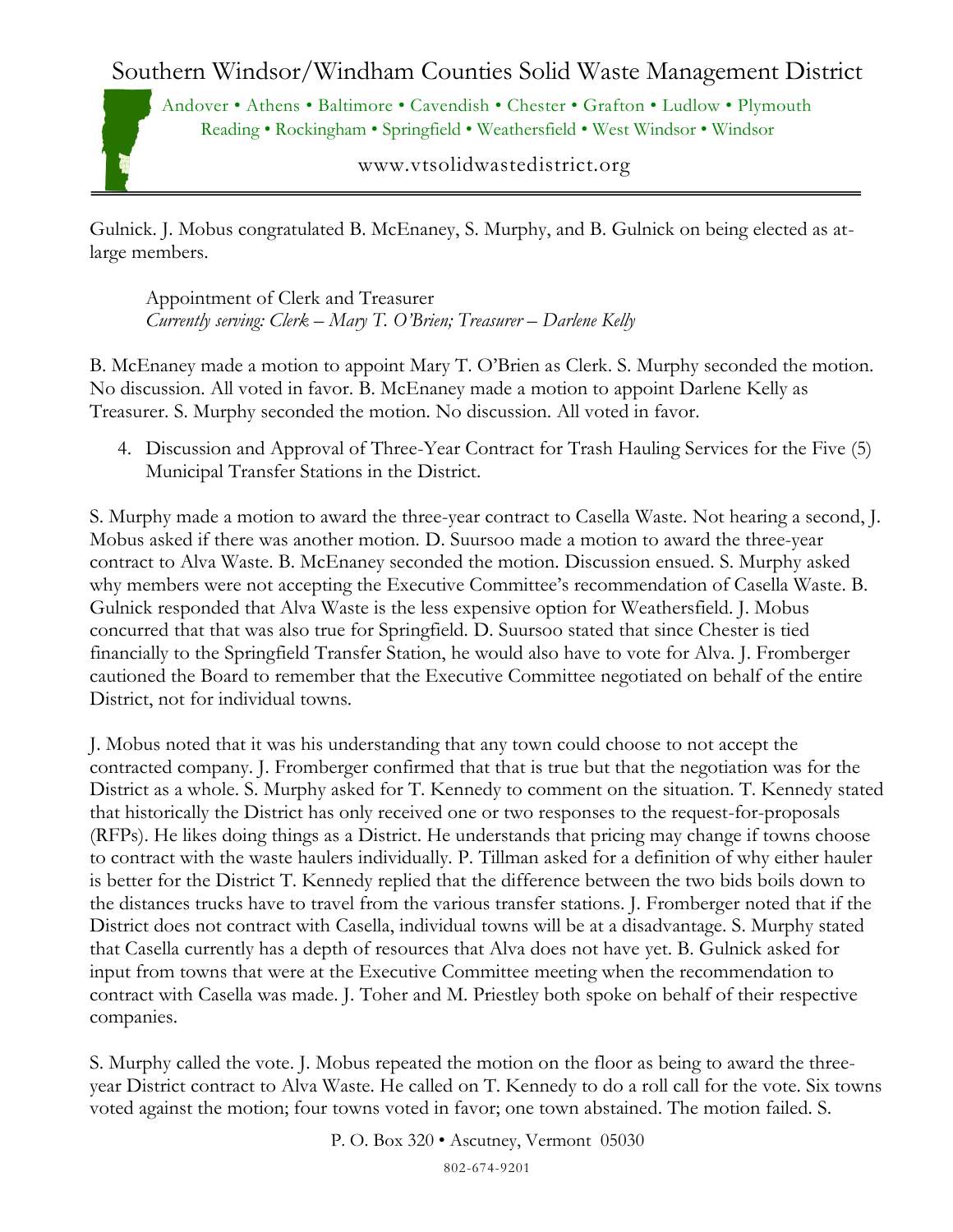Gulnick. J. Mobus congratulated B. McEnaney, S. Murphy, and B. Gulnick on being elected as at-large members.

Appointment of Clerk and Treasurer
*Currently serving: Clerk – Mary T. O'Brien; Treasurer – Darlene Kelly*

B. McEnaney made a motion to appoint Mary T. O'Brien as Clerk. S. Murphy seconded the motion. No discussion. All voted in favor. B. McEnaney made a motion to appoint Darlene Kelly as Treasurer. S. Murphy seconded the motion. No discussion. All voted in favor.

4. Discussion and Approval of Three-Year Contract for Trash Hauling Services for the Five (5) Municipal Transfer Stations in the District.

S. Murphy made a motion to award the three-year contract to Casella Waste. Not hearing a second, J. Mobus asked if there was another motion. D. Suursoo made a motion to award the three-year contract to Alva Waste. B. McEnaney seconded the motion. Discussion ensued. S. Murphy asked why members were not accepting the Executive Committee's recommendation of Casella Waste. B. Gulnick responded that Alva Waste is the less expensive option for Weathersfield. J. Mobus concurred that that was also true for Springfield. D. Suursoo stated that since Chester is tied financially to the Springfield Transfer Station, he would also have to vote for Alva. J. Fromberger cautioned the Board to remember that the Executive Committee negotiated on behalf of the entire District, not for individual towns.

J. Mobus noted that it was his understanding that any town could choose to not accept the contracted company. J. Fromberger confirmed that that is true but that the negotiation was for the District as a whole. S. Murphy asked for T. Kennedy to comment on the situation. T. Kennedy stated that historically the District has only received one or two responses to the request-for-proposals (RFPs). He likes doing things as a District. He understands that pricing may change if towns choose to contract with the waste haulers individually. P. Tillman asked for a definition of why either hauler is better for the District T. Kennedy replied that the difference between the two bids boils down to the distances trucks have to travel from the various transfer stations. J. Fromberger noted that if the District does not contract with Casella, individual towns will be at a disadvantage. S. Murphy stated that Casella currently has a depth of resources that Alva does not have yet. B. Gulnick asked for input from towns that were at the Executive Committee meeting when the recommendation to contract with Casella was made. J. Toher and M. Priestley both spoke on behalf of their respective companies.

S. Murphy called the vote. J. Mobus repeated the motion on the floor as being to award the three-year District contract to Alva Waste. He called on T. Kennedy to do a roll call for the vote. Six towns voted against the motion; four towns voted in favor; one town abstained. The motion failed. S.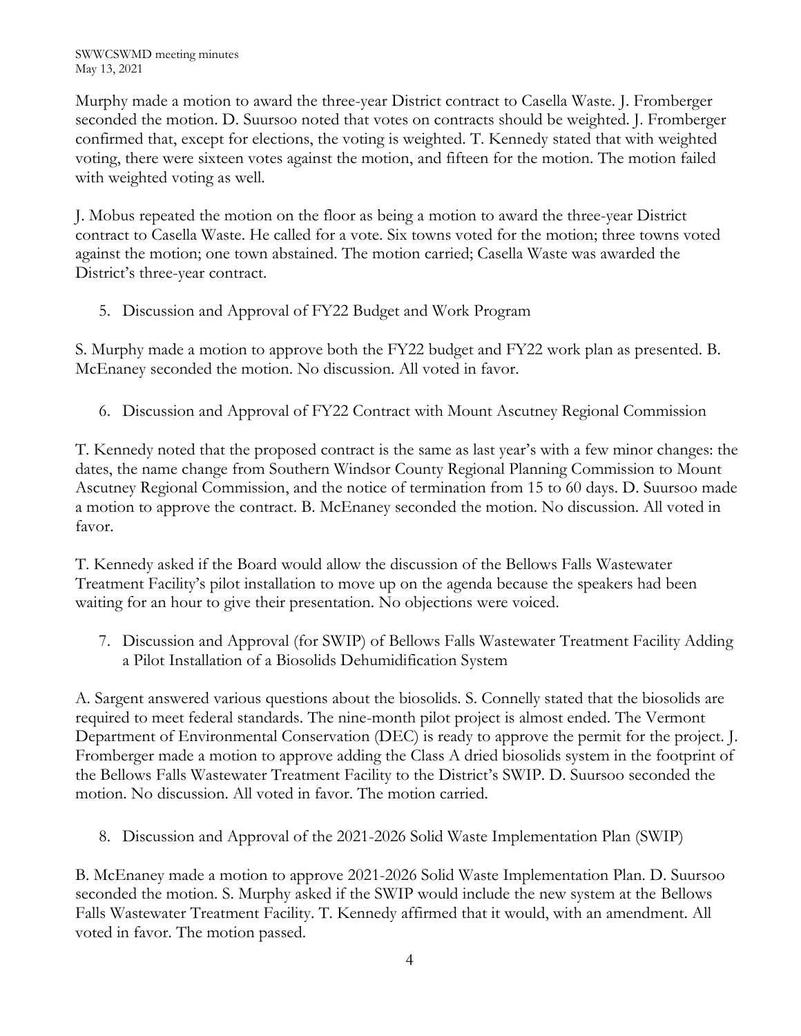Murphy made a motion to award the three-year District contract to Casella Waste. J. Fromberger seconded the motion. D. Suursoo noted that votes on contracts should be weighted. J. Fromberger confirmed that, except for elections, the voting is weighted. T. Kennedy stated that with weighted voting, there were sixteen votes against the motion, and fifteen for the motion. The motion failed with weighted voting as well.

J. Mobus repeated the motion on the floor as being a motion to award the three-year District contract to Casella Waste. He called for a vote. Six towns voted for the motion; three towns voted against the motion; one town abstained. The motion carried; Casella Waste was awarded the District's three-year contract.

5. Discussion and Approval of FY22 Budget and Work Program

S. Murphy made a motion to approve both the FY22 budget and FY22 work plan as presented. B. McEnaney seconded the motion. No discussion. All voted in favor.

6. Discussion and Approval of FY22 Contract with Mount Ascutney Regional Commission

T. Kennedy noted that the proposed contract is the same as last year's with a few minor changes: the dates, the name change from Southern Windsor County Regional Planning Commission to Mount Ascutney Regional Commission, and the notice of termination from 15 to 60 days. D. Suursoo made a motion to approve the contract. B. McEnaney seconded the motion. No discussion. All voted in favor.

T. Kennedy asked if the Board would allow the discussion of the Bellows Falls Wastewater Treatment Facility's pilot installation to move up on the agenda because the speakers had been waiting for an hour to give their presentation. No objections were voiced.

7. Discussion and Approval (for SWIP) of Bellows Falls Wastewater Treatment Facility Adding a Pilot Installation of a Biosolids Dehumidification System

A. Sargent answered various questions about the biosolids. S. Connelly stated that the biosolids are required to meet federal standards. The nine-month pilot project is almost ended. The Vermont Department of Environmental Conservation (DEC) is ready to approve the permit for the project. J. Fromberger made a motion to approve adding the Class A dried biosolids system in the footprint of the Bellows Falls Wastewater Treatment Facility to the District's SWIP. D. Suursoo seconded the motion. No discussion. All voted in favor. The motion carried.

8. Discussion and Approval of the 2021-2026 Solid Waste Implementation Plan (SWIP)

B. McEnaney made a motion to approve 2021-2026 Solid Waste Implementation Plan. D. Suursoo seconded the motion. S. Murphy asked if the SWIP would include the new system at the Bellows Falls Wastewater Treatment Facility. T. Kennedy affirmed that it would, with an amendment. All voted in favor. The motion passed.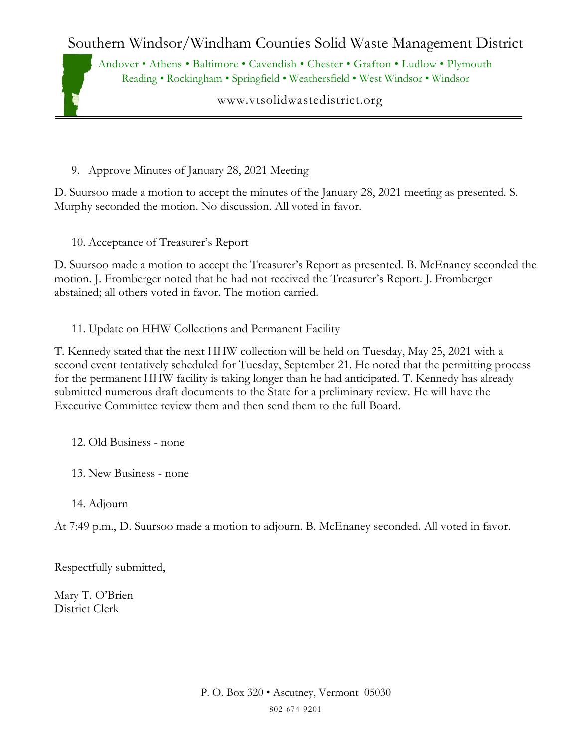9. Approve Minutes of January 28, 2021 Meeting

D. Suursoo made a motion to accept the minutes of the January 28, 2021 meeting as presented. S. Murphy seconded the motion. No discussion. All voted in favor.

10. Acceptance of Treasurer's Report

D. Suursoo made a motion to accept the Treasurer's Report as presented. B. McEnaney seconded the motion. J. Fromberger noted that he had not received the Treasurer's Report. J. Fromberger abstained; all others voted in favor. The motion carried.

11. Update on HHW Collections and Permanent Facility

T. Kennedy stated that the next HHW collection will be held on Tuesday, May 25, 2021 with a second event tentatively scheduled for Tuesday, September 21. He noted that the permitting process for the permanent HHW facility is taking longer than he had anticipated. T. Kennedy has already submitted numerous draft documents to the State for a preliminary review. He will have the Executive Committee review them and then send them to the full Board.

12. Old Business - none

13. New Business - none

14. Adjourn

At 7:49 p.m., D. Suursoo made a motion to adjourn. B. McEnaney seconded. All voted in favor.

Respectfully submitted,

Mary T. O'Brien
District Clerk